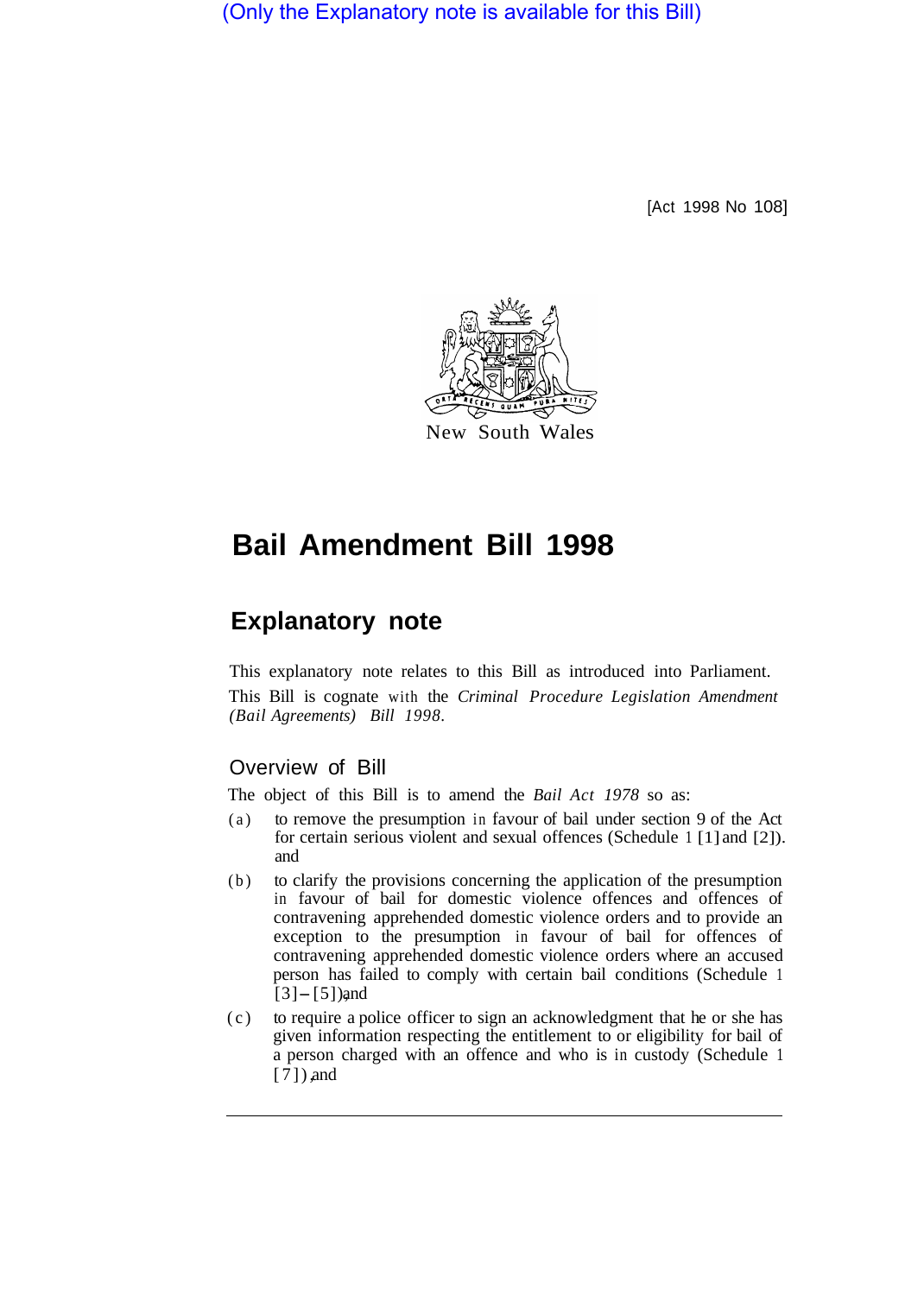(Only the Explanatory note is available for this Bill)

[Act 1998 No 108]

New South Wales

# Bail Amendment Bill 1998

## Explanatory note

This explanatory note relates to this Bill as introduced into Parliament.

This Bill is cognate with the *Criminal Procedure Legislation Amendment (Bail Agreements) Bill 1998*.

### Overview of Bill

The object of this Bill is to amend the *Bail Act 1978* so as:

(a) to remove the presumption in favour of bail under section 9 of the Act for certain serious violent and sexual offences (Schedule 1 [1] and [2]), and

(b) to clarify the provisions concerning the application of the presumption in favour of bail for domestic violence offences and offences of contravening apprehended domestic violence orders and to provide an exception to the presumption in favour of bail for offences of contravening apprehended domestic violence orders where an accused person has failed to comply with certain bail conditions (Schedule 1 [3]–[5]), and

(c) to require a police officer to sign an acknowledgment that he or she has given information respecting the entitlement to or eligibility for bail of a person charged with an offence and who is in custody (Schedule 1 [7]), and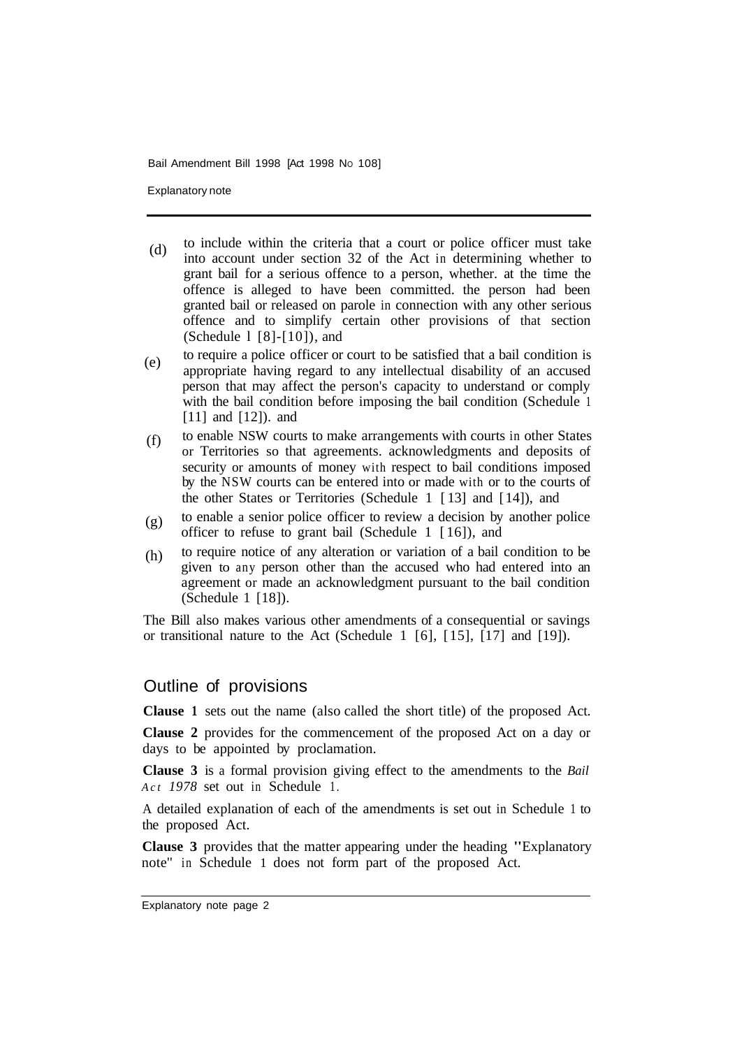(d) to include within the criteria that a court or police officer must take into account under section 32 of the Act in determining whether to grant bail for a serious offence to a person, whether. at the time the offence is alleged to have been committed. the person had been granted bail or released on parole in connection with any other serious offence and to simplify certain other provisions of that section (Schedule 1 [8]-[10]), and

(e) to require a police officer or court to be satisfied that a bail condition is appropriate having regard to any intellectual disability of an accused person that may affect the person's capacity to understand or comply with the bail condition before imposing the bail condition (Schedule 1 [11] and [12]). and

(f) to enable NSW courts to make arrangements with courts in other States or Territories so that agreements. acknowledgments and deposits of security or amounts of money with respect to bail conditions imposed by the NSW courts can be entered into or made with or to the courts of the other States or Territories (Schedule 1 [13] and [14]), and

(g) to enable a senior police officer to review a decision by another police officer to refuse to grant bail (Schedule 1 [16]), and

(h) to require notice of any alteration or variation of a bail condition to be given to any person other than the accused who had entered into an agreement or made an acknowledgment pursuant to the bail condition (Schedule 1 [18]).

The Bill also makes various other amendments of a consequential or savings or transitional nature to the Act (Schedule 1 [6], [15], [17] and [19]).

## Outline of provisions

**Clause 1** sets out the name (also called the short title) of the proposed Act.

**Clause 2** provides for the commencement of the proposed Act on a day or days to be appointed by proclamation.

**Clause 3** is a formal provision giving effect to the amendments to the *Bail Act 1978* set out in Schedule 1.

A detailed explanation of each of the amendments is set out in Schedule 1 to the proposed Act.

**Clause 3** provides that the matter appearing under the heading "Explanatory note" in Schedule 1 does not form part of the proposed Act.